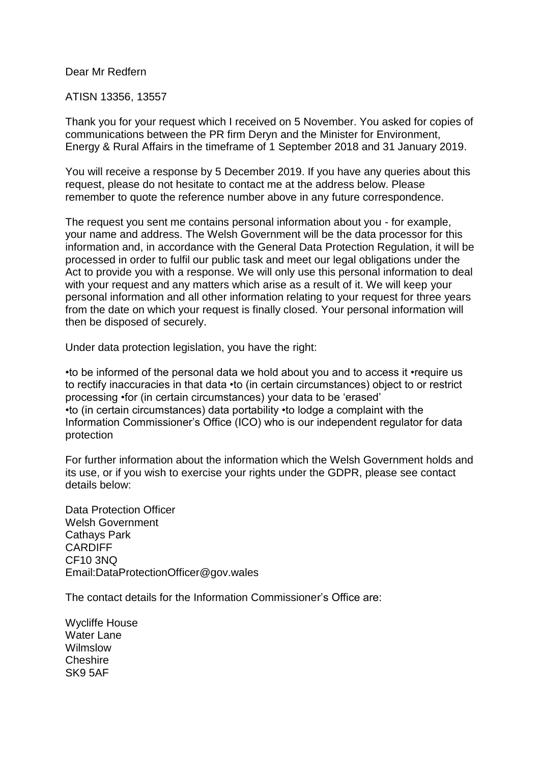Dear Mr Redfern

ATISN 13356, 13557

Thank you for your request which I received on 5 November. You asked for copies of communications between the PR firm Deryn and the Minister for Environment, Energy & Rural Affairs in the timeframe of 1 September 2018 and 31 January 2019.

You will receive a response by 5 December 2019. If you have any queries about this request, please do not hesitate to contact me at the address below. Please remember to quote the reference number above in any future correspondence.

The request you sent me contains personal information about you - for example, your name and address. The Welsh Government will be the data processor for this information and, in accordance with the General Data Protection Regulation, it will be processed in order to fulfil our public task and meet our legal obligations under the Act to provide you with a response. We will only use this personal information to deal with your request and any matters which arise as a result of it. We will keep your personal information and all other information relating to your request for three years from the date on which your request is finally closed. Your personal information will then be disposed of securely.

Under data protection legislation, you have the right:

•to be informed of the personal data we hold about you and to access it •require us to rectify inaccuracies in that data •to (in certain circumstances) object to or restrict processing •for (in certain circumstances) your data to be 'erased'
•to (in certain circumstances) data portability •to lodge a complaint with the Information Commissioner's Office (ICO) who is our independent regulator for data protection

For further information about the information which the Welsh Government holds and its use, or if you wish to exercise your rights under the GDPR, please see contact details below:

Data Protection Officer
Welsh Government
Cathays Park
CARDIFF
CF10 3NQ
Email:DataProtectionOfficer@gov.wales

The contact details for the Information Commissioner's Office are:

Wycliffe House
Water Lane
Wilmslow
Cheshire
SK9 5AF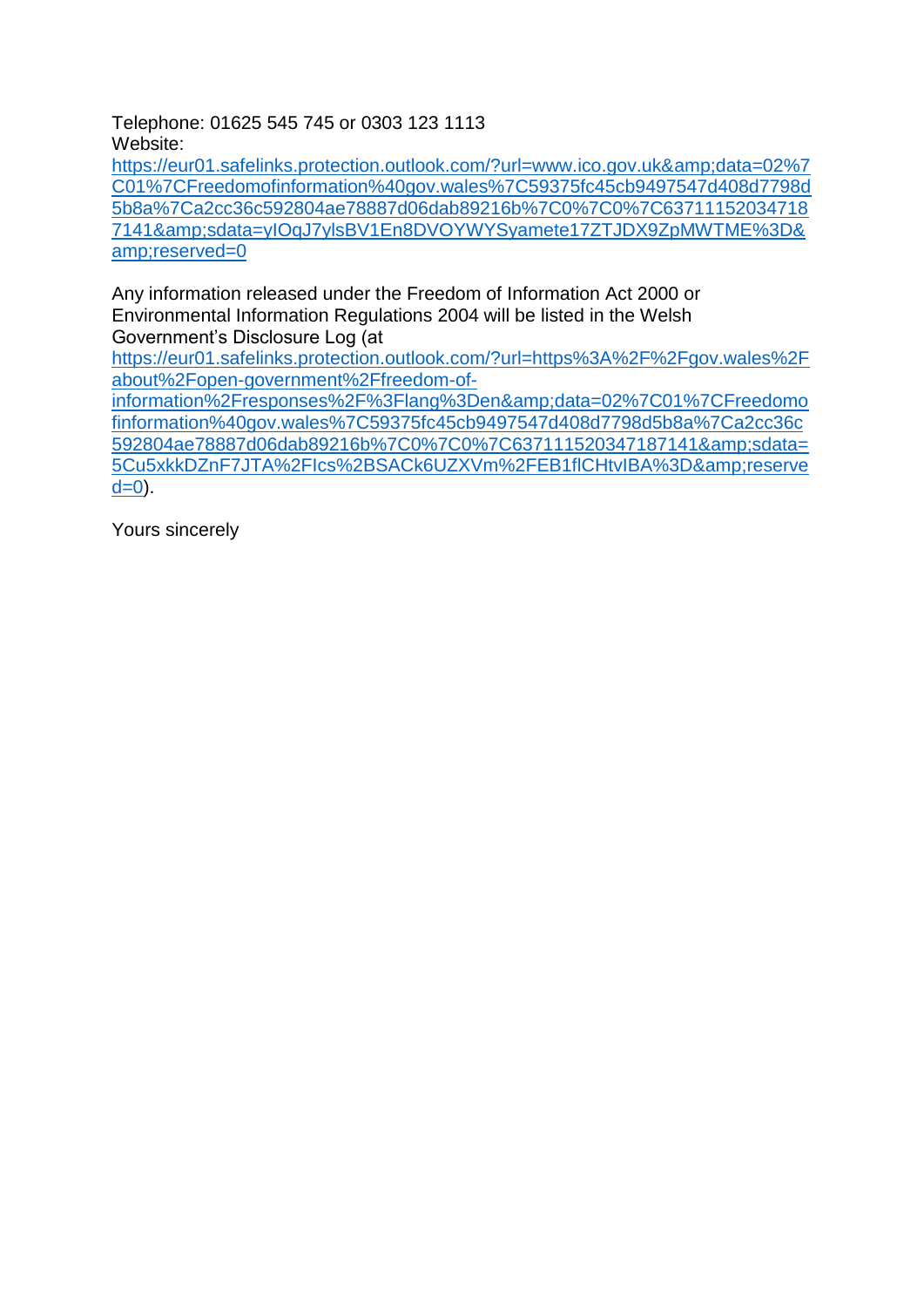Telephone: 01625 545 745 or 0303 123 1113
Website:
https://eur01.safelinks.protection.outlook.com/?url=www.ico.gov.uk&amp;data=02%7C01%7CFreedomofinformation%40gov.wales%7C59375fc45cb9497547d408d7798d5b8a%7Ca2cc36c592804ae78887d06dab89216b%7C0%7C0%7C637111520347187141&amp;sdata=yIOqJ7ylsBV1En8DVOYWYSyamete17ZTJDX9ZpMWTME%3D&amp;reserved=0

Any information released under the Freedom of Information Act 2000 or Environmental Information Regulations 2004 will be listed in the Welsh Government's Disclosure Log (at https://eur01.safelinks.protection.outlook.com/?url=https%3A%2F%2Fgov.wales%2Fabout%2Fopen-government%2Ffreedom-of-information%2Fresponses%2F%3Flang%3Den&amp;data=02%7C01%7CFreedomofinformation%40gov.wales%7C59375fc45cb9497547d408d7798d5b8a%7Ca2cc36c592804ae78887d06dab89216b%7C0%7C0%7C637111520347187141&amp;sdata=5Cu5xkkDZnF7JTA%2FIcs%2BSACk6UZXVm%2FEB1flCHtvIBA%3D&amp;reserved=0).

Yours sincerely